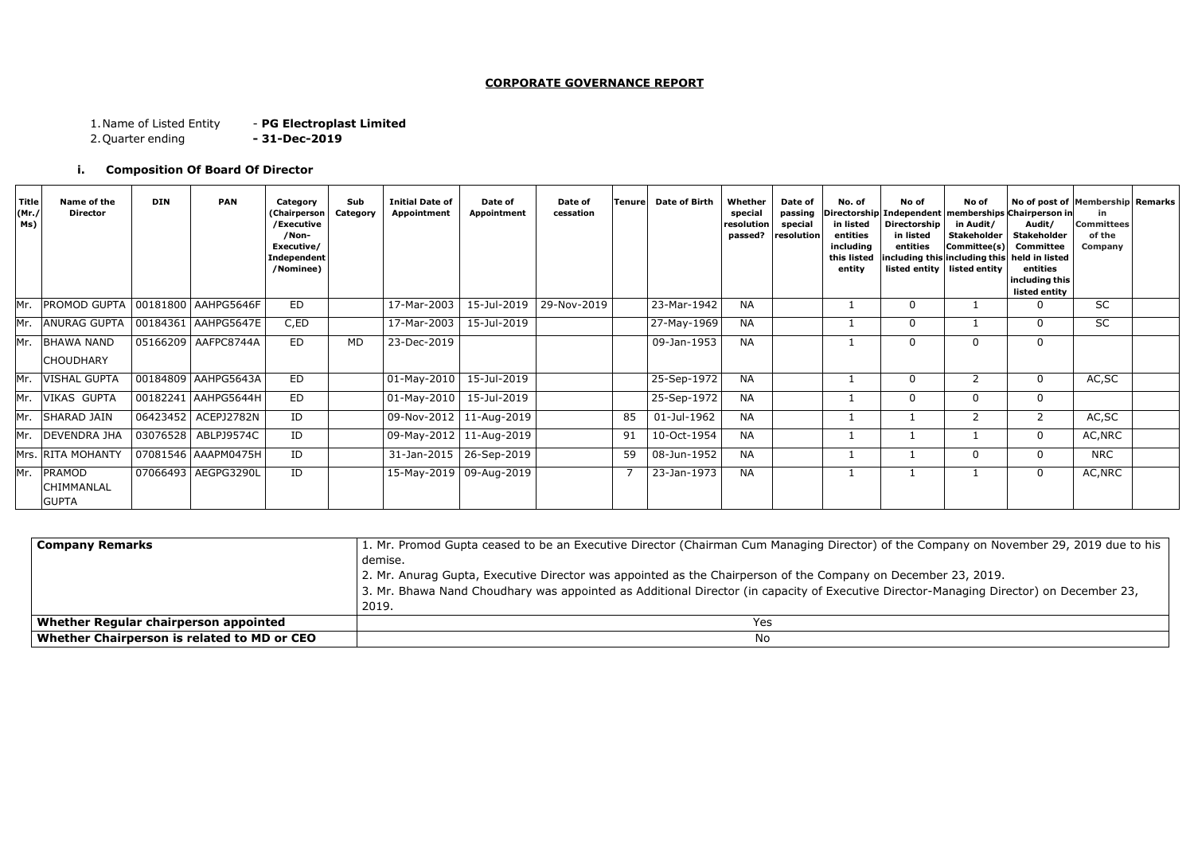## CORPORATE GOVERNANCE REPORT

1. Name of Listed Entity - **PG Electroplast Limited**
2. Quarter ending **- 31-Dec-2019**

### i. Composition Of Board Of Director

| Title (Mr./ Ms) | Name of the Director | DIN | PAN | Category (Chairperson /Executive /Non-Executive/ Independent /Nominee) | Sub Category | Initial Date of Appointment | Date of Appointment | Date of cessation | Tenure | Date of Birth | Whether special resolution passed? | Date of passing special resolution | No. of Directorship in listed entities including this listed entity | No of Independent Directorship in listed entities including this listed entity | No of memberships in Audit/ Stakeholder Committee(s) including this listed entity | No of post of Chairperson in Audit/ Stakeholder Committee held in listed entities including this listed entity | Membership in Committees of the Company | Remarks |
|---|---|---|---|---|---|---|---|---|---|---|---|---|---|---|---|---|---|---|
| Mr. | PROMOD GUPTA | 00181800 | AAHPG5646F | ED | | 17-Mar-2003 | 15-Jul-2019 | 29-Nov-2019 | | 23-Mar-1942 | NA | | 1 | 0 | 1 | 0 | SC | |
| Mr. | ANURAG GUPTA | 00184361 | AAHPG5647E | C,ED | | 17-Mar-2003 | 15-Jul-2019 | | | 27-May-1969 | NA | | 1 | 0 | 1 | 0 | SC | |
| Mr. | BHAWA NAND CHOUDHARY | 05166209 | AAFPC8744A | ED | MD | 23-Dec-2019 | | | | 09-Jan-1953 | NA | | 1 | 0 | 0 | 0 | | |
| Mr. | VISHAL GUPTA | 00184809 | AAHPG5643A | ED | | 01-May-2010 | 15-Jul-2019 | | | 25-Sep-1972 | NA | | 1 | 0 | 2 | 0 | AC,SC | |
| Mr. | VIKAS GUPTA | 00182241 | AAHPG5644H | ED | | 01-May-2010 | 15-Jul-2019 | | | 25-Sep-1972 | NA | | 1 | 0 | 0 | 0 | | |
| Mr. | SHARAD JAIN | 06423452 | ACEPJ2782N | ID | | 09-Nov-2012 | 11-Aug-2019 | | 85 | 01-Jul-1962 | NA | | 1 | 1 | 2 | 2 | AC,SC | |
| Mr. | DEVENDRA JHA | 03076528 | ABLPJ9574C | ID | | 09-May-2012 | 11-Aug-2019 | | 91 | 10-Oct-1954 | NA | | 1 | 1 | 1 | 0 | AC,NRC | |
| Mrs. | RITA MOHANTY | 07081546 | AAAPM0475H | ID | | 31-Jan-2015 | 26-Sep-2019 | | 59 | 08-Jun-1952 | NA | | 1 | 1 | 0 | 0 | NRC | |
| Mr. | PRAMOD CHIMMANLAL GUPTA | 07066493 | AEGPG3290L | ID | | 15-May-2019 | 09-Aug-2019 | | 7 | 23-Jan-1973 | NA | | 1 | 1 | 1 | 0 | AC,NRC | |

| **Company Remarks** | 1. Mr. Promod Gupta ceased to be an Executive Director (Chairman Cum Managing Director) of the Company on November 29, 2019 due to his demise. 2. Mr. Anurag Gupta, Executive Director was appointed as the Chairperson of the Company on December 23, 2019. 3. Mr. Bhawa Nand Choudhary was appointed as Additional Director (in capacity of Executive Director-Managing Director) on December 23, 2019. |
|---|---|
| **Whether Regular chairperson appointed** | Yes |
| **Whether Chairperson is related to MD or CEO** | No |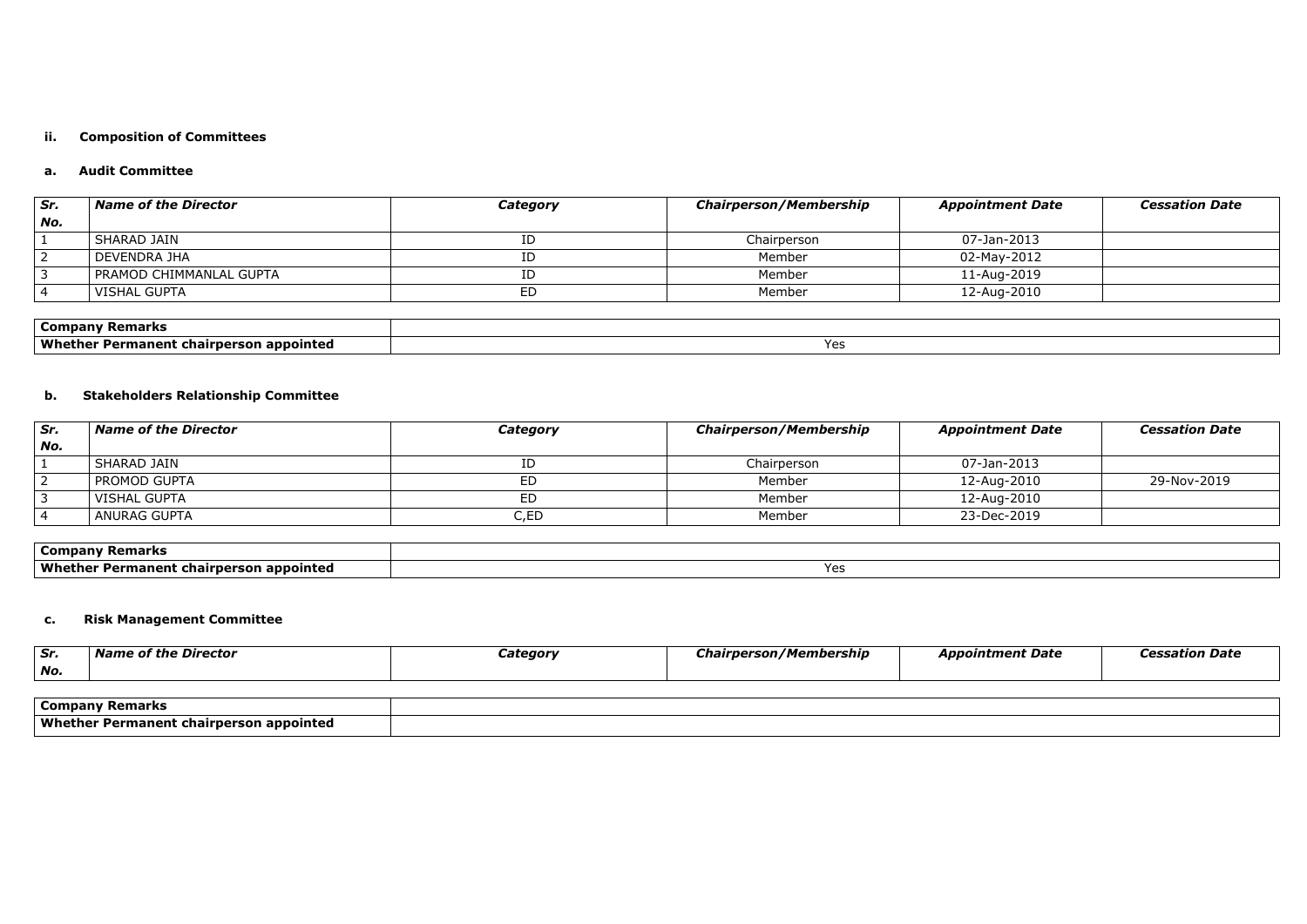### ii. Composition of Committees

#### a. Audit Committee

| Sr. No. | Name of the Director | Category | Chairperson/Membership | Appointment Date | Cessation Date |
|---|---|---|---|---|---|
| 1 | SHARAD JAIN | ID | Chairperson | 07-Jan-2013 | |
| 2 | DEVENDRA JHA | ID | Member | 02-May-2012 | |
| 3 | PRAMOD CHIMMANLAL GUPTA | ID | Member | 11-Aug-2019 | |
| 4 | VISHAL GUPTA | ED | Member | 12-Aug-2010 | |

| Company Remarks | |
|---|---|
| Whether Permanent chairperson appointed | Yes |

#### b. Stakeholders Relationship Committee

| Sr. No. | Name of the Director | Category | Chairperson/Membership | Appointment Date | Cessation Date |
|---|---|---|---|---|---|
| 1 | SHARAD JAIN | ID | Chairperson | 07-Jan-2013 | |
| 2 | PROMOD GUPTA | ED | Member | 12-Aug-2010 | 29-Nov-2019 |
| 3 | VISHAL GUPTA | ED | Member | 12-Aug-2010 | |
| 4 | ANURAG GUPTA | C,ED | Member | 23-Dec-2019 | |

| Company Remarks | |
|---|---|
| Whether Permanent chairperson appointed | Yes |

#### c. Risk Management Committee

| Sr. No. | Name of the Director | Category | Chairperson/Membership | Appointment Date | Cessation Date |
|---|---|---|---|---|---|

| Company Remarks | |
|---|---|
| Whether Permanent chairperson appointed | |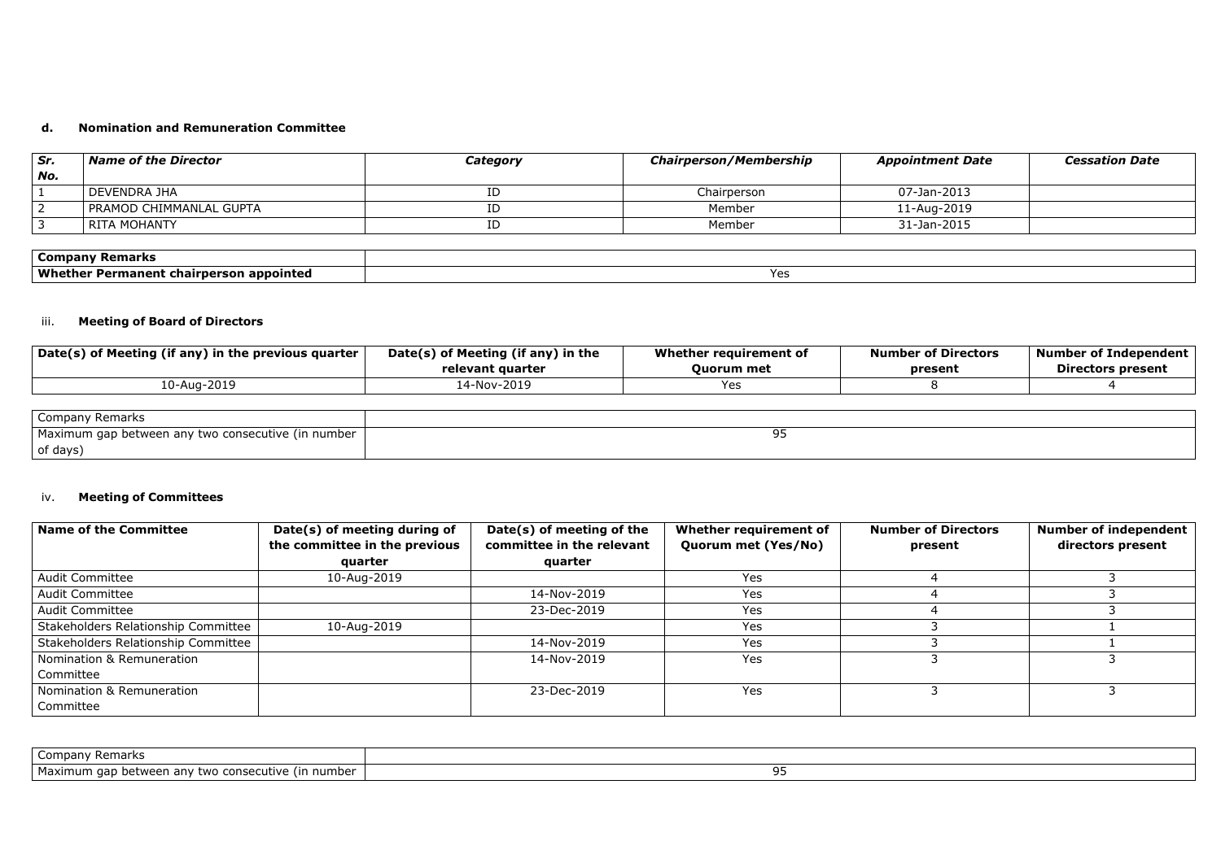**d. Nomination and Remuneration Committee**

| *Sr. No.* | *Name of the Director* | *Category* | *Chairperson/Membership* | *Appointment Date* | *Cessation Date* |
|---|---|---|---|---|---|
| 1 | DEVENDRA JHA | ID | Chairperson | 07-Jan-2013 | |
| 2 | PRAMOD CHIMMANLAL GUPTA | ID | Member | 11-Aug-2019 | |
| 3 | RITA MOHANTY | ID | Member | 31-Jan-2015 | |

| **Company Remarks** | |
|---|---|
| **Whether Permanent chairperson appointed** | Yes |

iii. **Meeting of Board of Directors**

| Date(s) of Meeting (if any) in the previous quarter | Date(s) of Meeting (if any) in the relevant quarter | Whether requirement of Quorum met | Number of Directors present | Number of Independent Directors present |
|---|---|---|---|---|
| 10-Aug-2019 | 14-Nov-2019 | Yes | 8 | 4 |

| Company Remarks | |
|---|---|
| Maximum gap between any two consecutive (in number of days) | 95 |

iv. **Meeting of Committees**

| Name of the Committee | Date(s) of meeting during of the committee in the previous quarter | Date(s) of meeting of the committee in the relevant quarter | Whether requirement of Quorum met (Yes/No) | Number of Directors present | Number of independent directors present |
|---|---|---|---|---|---|
| Audit Committee | 10-Aug-2019 | | Yes | 4 | 3 |
| Audit Committee | | 14-Nov-2019 | Yes | 4 | 3 |
| Audit Committee | | 23-Dec-2019 | Yes | 4 | 3 |
| Stakeholders Relationship Committee | 10-Aug-2019 | | Yes | 3 | 1 |
| Stakeholders Relationship Committee | | 14-Nov-2019 | Yes | 3 | 1 |
| Nomination & Remuneration Committee | | 14-Nov-2019 | Yes | 3 | 3 |
| Nomination & Remuneration Committee | | 23-Dec-2019 | Yes | 3 | 3 |

| Company Remarks | |
|---|---|
| Maximum gap between any two consecutive (in number | 95 |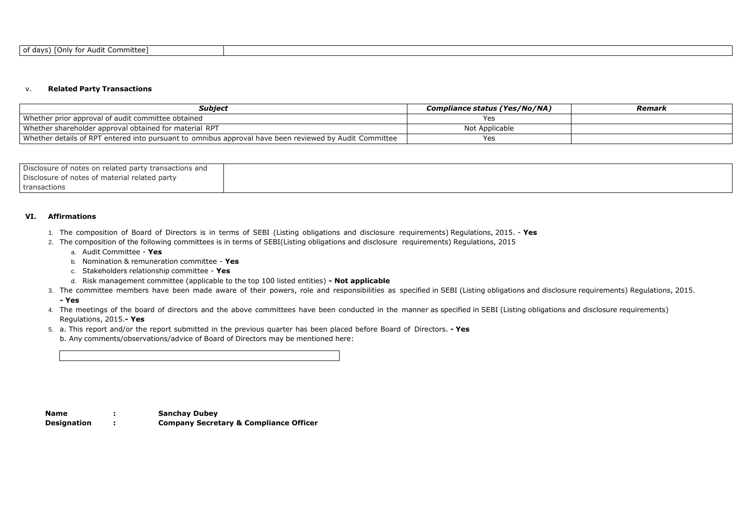| | |
|---|---|
| of days) [Only for Audit Committee] | |

v. **Related Party Transactions**

| *Subject* | *Compliance status (Yes/No/NA)* | *Remark* |
|---|---|---|
| Whether prior approval of audit committee obtained | Yes | |
| Whether shareholder approval obtained for material RPT | Not Applicable | |
| Whether details of RPT entered into pursuant to omnibus approval have been reviewed by Audit Committee | Yes | |

| | |
|---|---|
| Disclosure of notes on related party transactions and Disclosure of notes of material related party transactions | |

**VI. Affirmations**

1. The composition of Board of Directors is in terms of SEBI (Listing obligations and disclosure requirements) Regulations, 2015. - **Yes**
2. The composition of the following committees is in terms of SEBI(Listing obligations and disclosure requirements) Regulations, 2015
   a. Audit Committee - **Yes**
   b. Nomination & remuneration committee - **Yes**
   c. Stakeholders relationship committee - **Yes**
   d. Risk management committee (applicable to the top 100 listed entities) **- Not applicable**
3. The committee members have been made aware of their powers, role and responsibilities as specified in SEBI (Listing obligations and disclosure requirements) Regulations, 2015. **- Yes**
4. The meetings of the board of directors and the above committees have been conducted in the manner as specified in SEBI (Listing obligations and disclosure requirements) Regulations, 2015.**- Yes**
5. a. This report and/or the report submitted in the previous quarter has been placed before Board of Directors. **- Yes**
   b. Any comments/observations/advice of Board of Directors may be mentioned here:

**Name** : **Sanchay Dubey**
**Designation** : **Company Secretary & Compliance Officer**